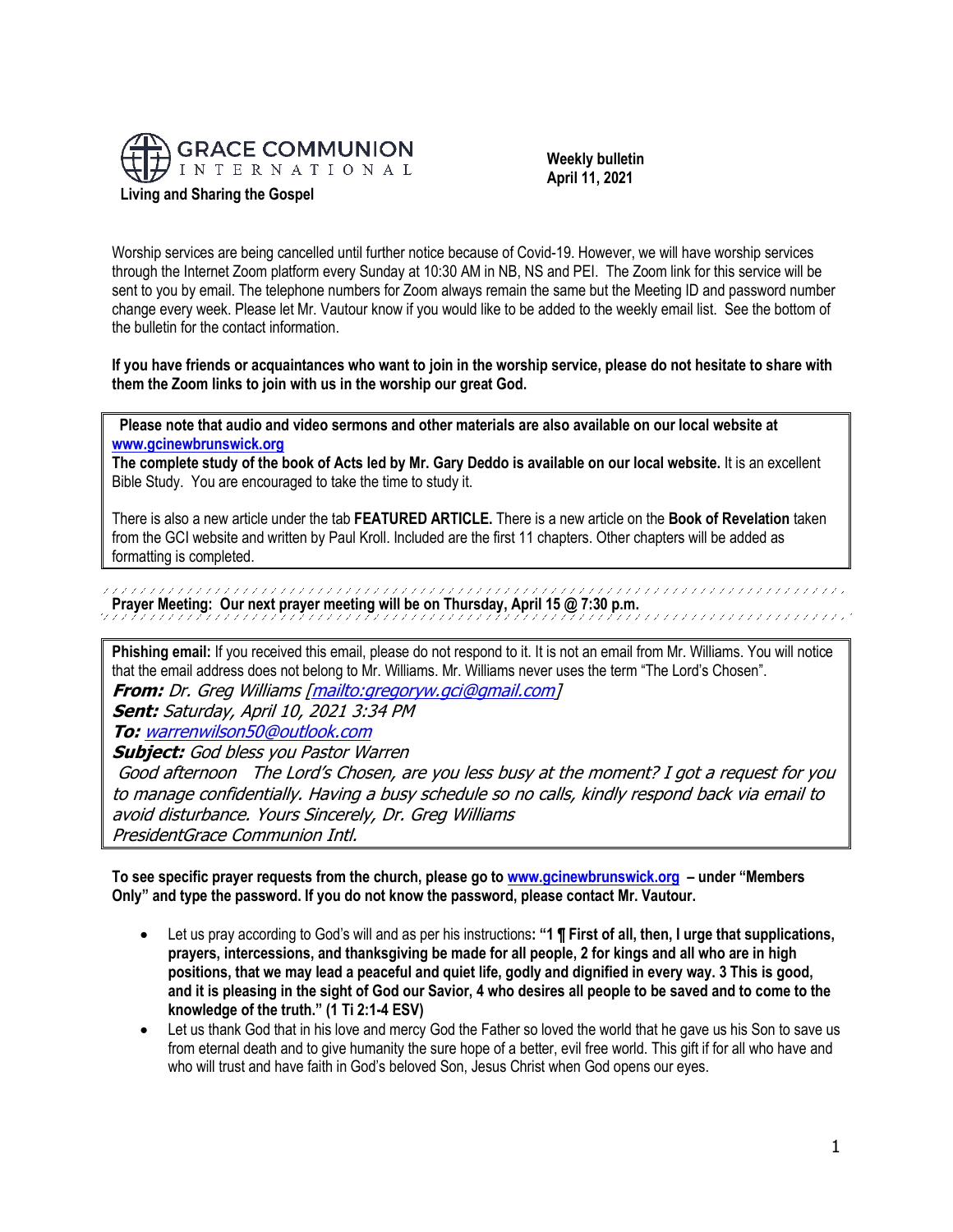GRACE COMMUNION INTERNATIONAL

**Living and Sharing the Gospel**

**Weekly bulletin**
**April 11, 2021**

Worship services are being cancelled until further notice because of Covid-19. However, we will have worship services through the Internet Zoom platform every Sunday at 10:30 AM in NB, NS and PEI. The Zoom link for this service will be sent to you by email. The telephone numbers for Zoom always remain the same but the Meeting ID and password number change every week. Please let Mr. Vautour know if you would like to be added to the weekly email list. See the bottom of the bulletin for the contact information.

**If you have friends or acquaintances who want to join in the worship service, please do not hesitate to share with them the Zoom links to join with us in the worship our great God.**

**Please note that audio and video sermons and other materials are also available on our local website at [www.gcinewbrunswick.org](http://www.gcinewbrunswick.org)**
**The complete study of the book of Acts led by Mr. Gary Deddo is available on our local website.** It is an excellent Bible Study. You are encouraged to take the time to study it.

There is also a new article under the tab **FEATURED ARTICLE.** There is a new article on the **Book of Revelation** taken from the GCI website and written by Paul Kroll. Included are the first 11 chapters. Other chapters will be added as formatting is completed.

**Prayer Meeting: Our next prayer meeting will be on Thursday, April 15 @ 7:30 p.m.**

**Phishing email:** If you received this email, please do not respond to it. It is not an email from Mr. Williams. You will notice that the email address does not belong to Mr. Williams. Mr. Williams never uses the term "The Lord's Chosen".
***From:*** *Dr. Greg Williams [mailto:gregoryw.gci@gmail.com]*
***Sent:*** *Saturday, April 10, 2021 3:34 PM*
***To:*** *warrenwilson50@outlook.com*
***Subject:*** *God bless you Pastor Warren*
*Good afternoon The Lord's Chosen, are you less busy at the moment? I got a request for you to manage confidentially. Having a busy schedule so no calls, kindly respond back via email to avoid disturbance. Yours Sincerely, Dr. Greg Williams*
*PresidentGrace Communion Intl.*

**To see specific prayer requests from the church, please go to [www.gcinewbrunswick.org](http://www.gcinewbrunswick.org) – under "Members Only" and type the password. If you do not know the password, please contact Mr. Vautour.**

- Let us pray according to God's will and as per his instructions**: "1 ¶ First of all, then, I urge that supplications, prayers, intercessions, and thanksgiving be made for all people, 2 for kings and all who are in high positions, that we may lead a peaceful and quiet life, godly and dignified in every way. 3 This is good, and it is pleasing in the sight of God our Savior, 4 who desires all people to be saved and to come to the knowledge of the truth." (1 Ti 2:1-4 ESV)**
- Let us thank God that in his love and mercy God the Father so loved the world that he gave us his Son to save us from eternal death and to give humanity the sure hope of a better, evil free world. This gift if for all who have and who will trust and have faith in God's beloved Son, Jesus Christ when God opens our eyes.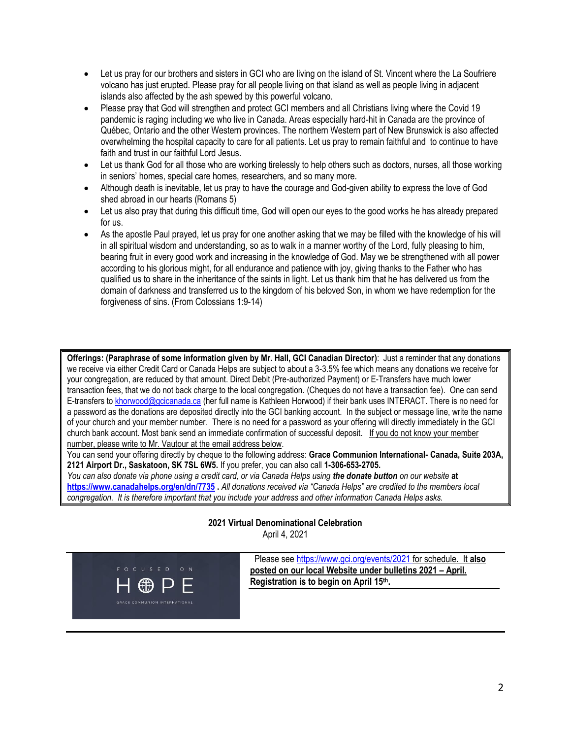- Let us pray for our brothers and sisters in GCI who are living on the island of St. Vincent where the La Soufriere volcano has just erupted. Please pray for all people living on that island as well as people living in adjacent islands also affected by the ash spewed by this powerful volcano.
- Please pray that God will strengthen and protect GCI members and all Christians living where the Covid 19 pandemic is raging including we who live in Canada. Areas especially hard-hit in Canada are the province of Québec, Ontario and the other Western provinces. The northern Western part of New Brunswick is also affected overwhelming the hospital capacity to care for all patients. Let us pray to remain faithful and to continue to have faith and trust in our faithful Lord Jesus.
- Let us thank God for all those who are working tirelessly to help others such as doctors, nurses, all those working in seniors' homes, special care homes, researchers, and so many more.
- Although death is inevitable, let us pray to have the courage and God-given ability to express the love of God shed abroad in our hearts (Romans 5)
- Let us also pray that during this difficult time, God will open our eyes to the good works he has already prepared for us.
- As the apostle Paul prayed, let us pray for one another asking that we may be filled with the knowledge of his will in all spiritual wisdom and understanding, so as to walk in a manner worthy of the Lord, fully pleasing to him, bearing fruit in every good work and increasing in the knowledge of God. May we be strengthened with all power according to his glorious might, for all endurance and patience with joy, giving thanks to the Father who has qualified us to share in the inheritance of the saints in light. Let us thank him that he has delivered us from the domain of darkness and transferred us to the kingdom of his beloved Son, in whom we have redemption for the forgiveness of sins. (From Colossians 1:9-14)

**Offerings: (Paraphrase of some information given by Mr. Hall, GCI Canadian Director)**: Just a reminder that any donations we receive via either Credit Card or Canada Helps are subject to about a 3-3.5% fee which means any donations we receive for your congregation, are reduced by that amount. Direct Debit (Pre-authorized Payment) or E-Transfers have much lower transaction fees, that we do not back charge to the local congregation. (Cheques do not have a transaction fee). One can send E-transfers to khorwood@gcicanada.ca (her full name is Kathleen Horwood) if their bank uses INTERACT. There is no need for a password as the donations are deposited directly into the GCI banking account. In the subject or message line, write the name of your church and your member number. There is no need for a password as your offering will directly immediately in the GCI church bank account. Most bank send an immediate confirmation of successful deposit. If you do not know your member number, please write to Mr. Vautour at the email address below.

You can send your offering directly by cheque to the following address: **Grace Communion International- Canada, Suite 203A, 2121 Airport Dr., Saskatoon, SK 7SL 6W5.** If you prefer, you can also call **1-306-653-2705.**

*You can also donate via phone using a credit card, or via Canada Helps using **the donate button** on our website* **at https://www.canadahelps.org/en/dn/7735** . *All donations received via "Canada Helps" are credited to the members local congregation. It is therefore important that you include your address and other information Canada Helps asks.*

**2021 Virtual Denominational Celebration**

April 4, 2021

FOCUSED ON HOPE
GRACE COMMUNION INTERNATIONAL

Please see https://www.gci.org/events/2021 for schedule. It **also posted on our local Website under bulletins 2021 – April. Registration is to begin on April 15th.**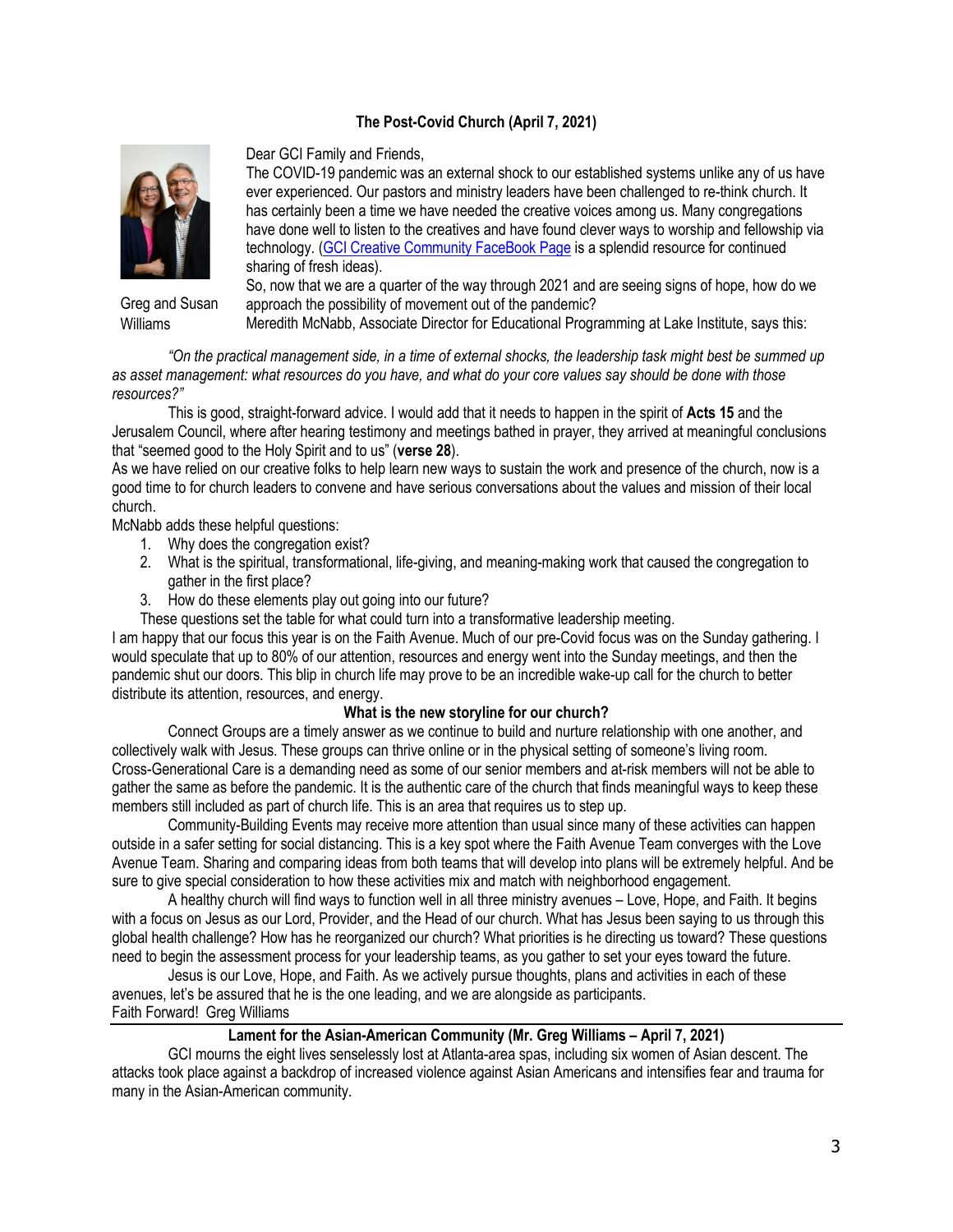### The Post-Covid Church (April 7, 2021)

Greg and Susan Williams

Dear GCI Family and Friends,

The COVID-19 pandemic was an external shock to our established systems unlike any of us have ever experienced. Our pastors and ministry leaders have been challenged to re-think church. It has certainly been a time we have needed the creative voices among us. Many congregations have done well to listen to the creatives and have found clever ways to worship and fellowship via technology. (GCI Creative Community FaceBook Page is a splendid resource for continued sharing of fresh ideas).

So, now that we are a quarter of the way through 2021 and are seeing signs of hope, how do we approach the possibility of movement out of the pandemic?

Meredith McNabb, Associate Director for Educational Programming at Lake Institute, says this:

*"On the practical management side, in a time of external shocks, the leadership task might best be summed up as asset management: what resources do you have, and what do your core values say should be done with those resources?"*

This is good, straight-forward advice. I would add that it needs to happen in the spirit of **Acts 15** and the Jerusalem Council, where after hearing testimony and meetings bathed in prayer, they arrived at meaningful conclusions that "seemed good to the Holy Spirit and to us" (**verse 28**).

As we have relied on our creative folks to help learn new ways to sustain the work and presence of the church, now is a good time to for church leaders to convene and have serious conversations about the values and mission of their local church.

McNabb adds these helpful questions:

1. Why does the congregation exist?
2. What is the spiritual, transformational, life-giving, and meaning-making work that caused the congregation to gather in the first place?
3. How do these elements play out going into our future?

These questions set the table for what could turn into a transformative leadership meeting.

I am happy that our focus this year is on the Faith Avenue. Much of our pre-Covid focus was on the Sunday gathering. I would speculate that up to 80% of our attention, resources and energy went into the Sunday meetings, and then the pandemic shut our doors. This blip in church life may prove to be an incredible wake-up call for the church to better distribute its attention, resources, and energy.

**What is the new storyline for our church?**

Connect Groups are a timely answer as we continue to build and nurture relationship with one another, and collectively walk with Jesus. These groups can thrive online or in the physical setting of someone's living room. Cross-Generational Care is a demanding need as some of our senior members and at-risk members will not be able to gather the same as before the pandemic. It is the authentic care of the church that finds meaningful ways to keep these members still included as part of church life. This is an area that requires us to step up.

Community-Building Events may receive more attention than usual since many of these activities can happen outside in a safer setting for social distancing. This is a key spot where the Faith Avenue Team converges with the Love Avenue Team. Sharing and comparing ideas from both teams that will develop into plans will be extremely helpful. And be sure to give special consideration to how these activities mix and match with neighborhood engagement.

A healthy church will find ways to function well in all three ministry avenues – Love, Hope, and Faith. It begins with a focus on Jesus as our Lord, Provider, and the Head of our church. What has Jesus been saying to us through this global health challenge? How has he reorganized our church? What priorities is he directing us toward? These questions need to begin the assessment process for your leadership teams, as you gather to set your eyes toward the future.

Jesus is our Love, Hope, and Faith. As we actively pursue thoughts, plans and activities in each of these avenues, let's be assured that he is the one leading, and we are alongside as participants.

Faith Forward! Greg Williams

---

### Lament for the Asian-American Community (Mr. Greg Williams – April 7, 2021)

GCI mourns the eight lives senselessly lost at Atlanta-area spas, including six women of Asian descent. The attacks took place against a backdrop of increased violence against Asian Americans and intensifies fear and trauma for many in the Asian-American community.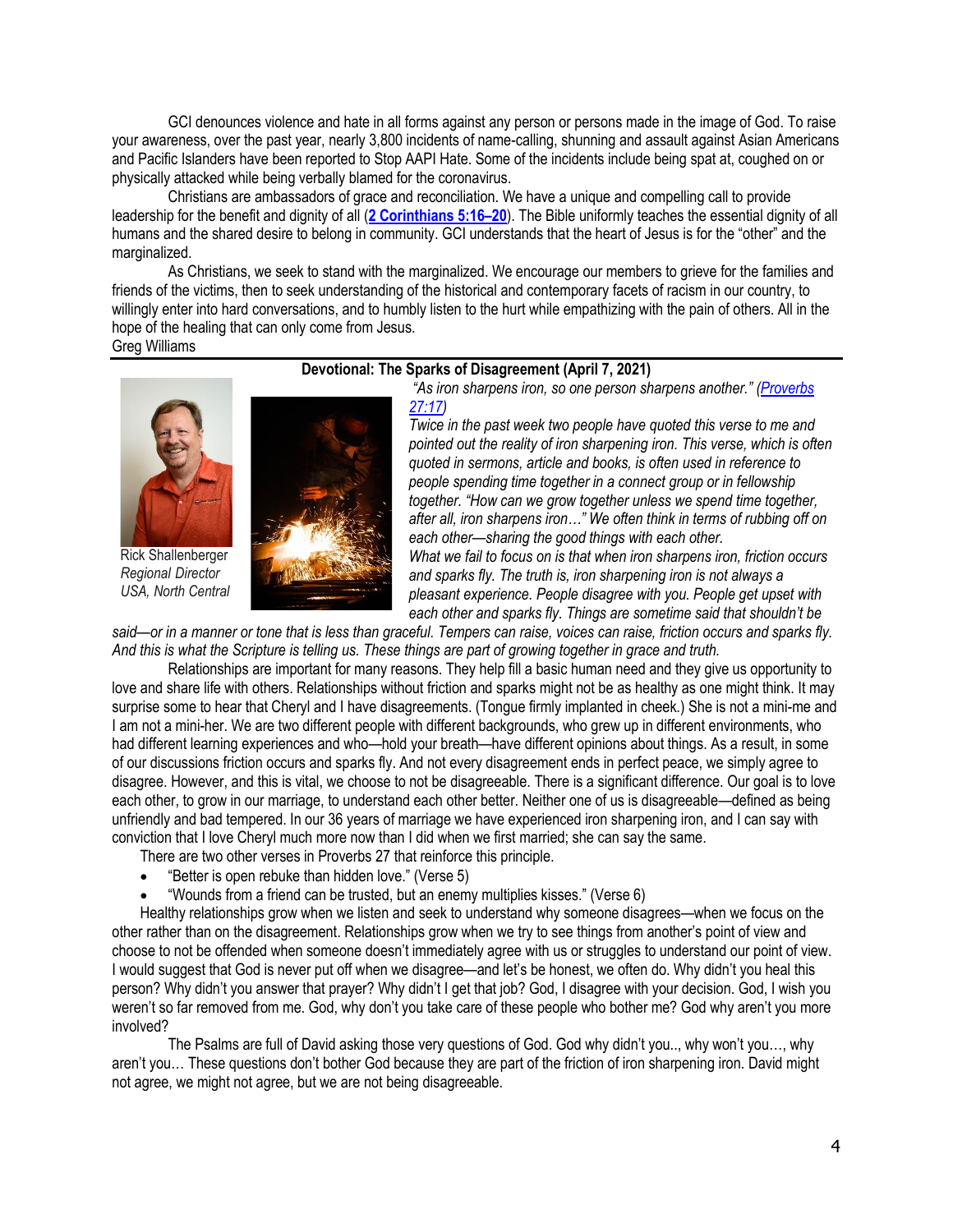GCI denounces violence and hate in all forms against any person or persons made in the image of God. To raise your awareness, over the past year, nearly 3,800 incidents of name-calling, shunning and assault against Asian Americans and Pacific Islanders have been reported to Stop AAPI Hate. Some of the incidents include being spat at, coughed on or physically attacked while being verbally blamed for the coronavirus.

Christians are ambassadors of grace and reconciliation. We have a unique and compelling call to provide leadership for the benefit and dignity of all (**2 Corinthians 5:16–20**). The Bible uniformly teaches the essential dignity of all humans and the shared desire to belong in community. GCI understands that the heart of Jesus is for the "other" and the marginalized.

As Christians, we seek to stand with the marginalized. We encourage our members to grieve for the families and friends of the victims, then to seek understanding of the historical and contemporary facets of racism in our country, to willingly enter into hard conversations, and to humbly listen to the hurt while empathizing with the pain of others. All in the hope of the healing that can only come from Jesus.

Greg Williams

---

## Devotional: The Sparks of Disagreement (April 7, 2021)

Rick Shallenberger
*Regional Director*
*USA, North Central*

*"As iron sharpens iron, so one person sharpens another." (Proverbs 27:17)*

*Twice in the past week two people have quoted this verse to me and pointed out the reality of iron sharpening iron. This verse, which is often quoted in sermons, article and books, is often used in reference to people spending time together in a connect group or in fellowship together. "How can we grow together unless we spend time together, after all, iron sharpens iron…" We often think in terms of rubbing off on each other—sharing the good things with each other.*

*What we fail to focus on is that when iron sharpens iron, friction occurs and sparks fly. The truth is, iron sharpening iron is not always a pleasant experience. People disagree with you. People get upset with each other and sparks fly. Things are sometime said that shouldn't be said—or in a manner or tone that is less than graceful. Tempers can raise, voices can raise, friction occurs and sparks fly. And this is what the Scripture is telling us. These things are part of growing together in grace and truth.*

Relationships are important for many reasons. They help fill a basic human need and they give us opportunity to love and share life with others. Relationships without friction and sparks might not be as healthy as one might think. It may surprise some to hear that Cheryl and I have disagreements. (Tongue firmly implanted in cheek.) She is not a mini-me and I am not a mini-her. We are two different people with different backgrounds, who grew up in different environments, who had different learning experiences and who—hold your breath—have different opinions about things. As a result, in some of our discussions friction occurs and sparks fly. And not every disagreement ends in perfect peace, we simply agree to disagree. However, and this is vital, we choose to not be disagreeable. There is a significant difference. Our goal is to love each other, to grow in our marriage, to understand each other better. Neither one of us is disagreeable—defined as being unfriendly and bad tempered. In our 36 years of marriage we have experienced iron sharpening iron, and I can say with conviction that I love Cheryl much more now than I did when we first married; she can say the same.

There are two other verses in Proverbs 27 that reinforce this principle.

- "Better is open rebuke than hidden love." (Verse 5)
- "Wounds from a friend can be trusted, but an enemy multiplies kisses." (Verse 6)

Healthy relationships grow when we listen and seek to understand why someone disagrees—when we focus on the other rather than on the disagreement. Relationships grow when we try to see things from another's point of view and choose to not be offended when someone doesn't immediately agree with us or struggles to understand our point of view. I would suggest that God is never put off when we disagree—and let's be honest, we often do. Why didn't you heal this person? Why didn't you answer that prayer? Why didn't I get that job? God, I disagree with your decision. God, I wish you weren't so far removed from me. God, why don't you take care of these people who bother me? God why aren't you more involved?

The Psalms are full of David asking those very questions of God. God why didn't you.., why won't you…, why aren't you… These questions don't bother God because they are part of the friction of iron sharpening iron. David might not agree, we might not agree, but we are not being disagreeable.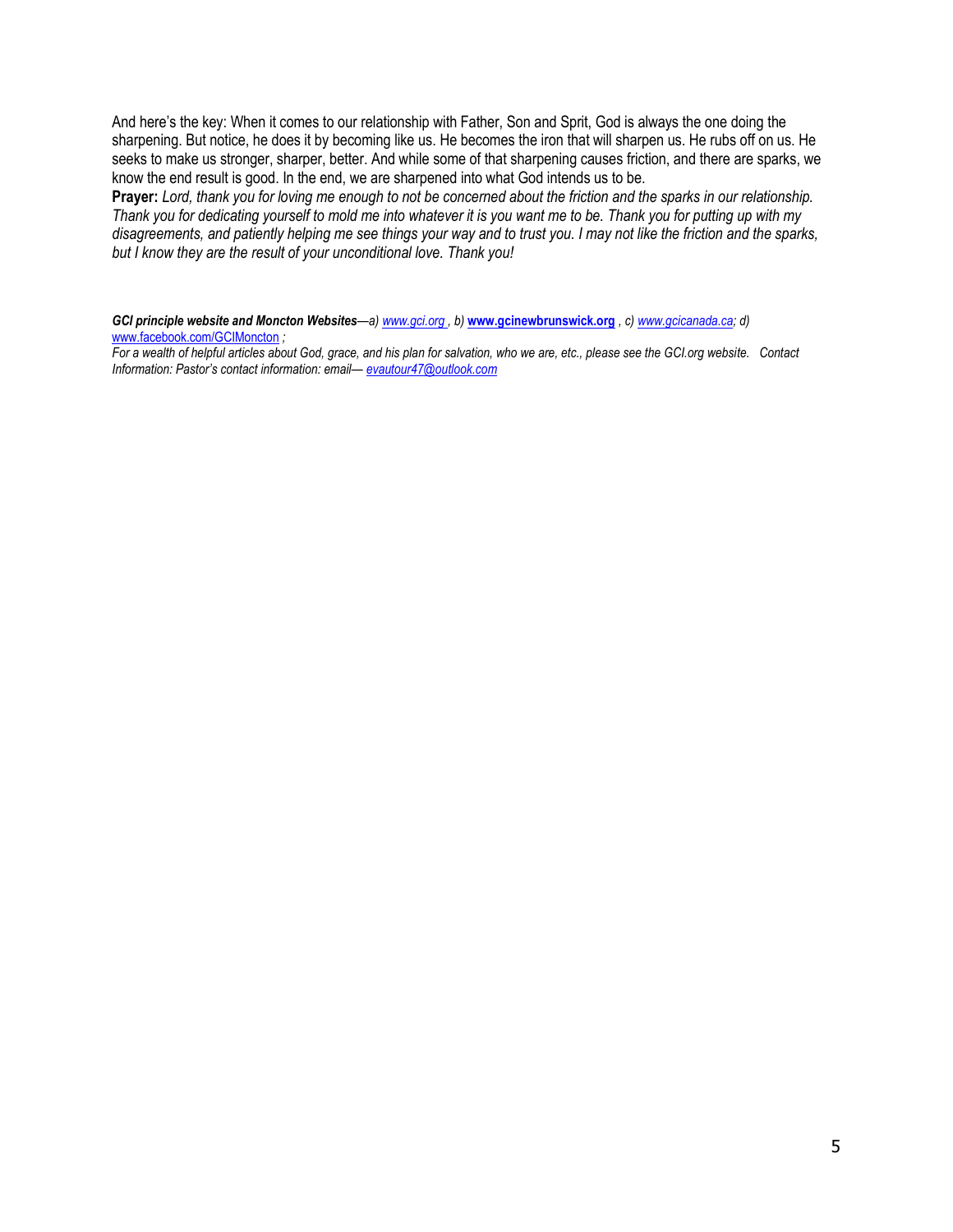And here's the key: When it comes to our relationship with Father, Son and Sprit, God is always the one doing the sharpening. But notice, he does it by becoming like us. He becomes the iron that will sharpen us. He rubs off on us. He seeks to make us stronger, sharper, better. And while some of that sharpening causes friction, and there are sparks, we know the end result is good. In the end, we are sharpened into what God intends us to be.

**Prayer:** *Lord, thank you for loving me enough to not be concerned about the friction and the sparks in our relationship. Thank you for dedicating yourself to mold me into whatever it is you want me to be. Thank you for putting up with my disagreements, and patiently helping me see things your way and to trust you. I may not like the friction and the sparks, but I know they are the result of your unconditional love. Thank you!*

***GCI principle website and Moncton Websites****—a) www.gci.org , b)* **www.gcinewbrunswick.org** *, c) www.gcicanada.ca; d) www.facebook.com/GCIMoncton ;*

*For a wealth of helpful articles about God, grace, and his plan for salvation, who we are, etc., please see the GCI.org website. Contact Information: Pastor's contact information: email— evautour47@outlook.com*